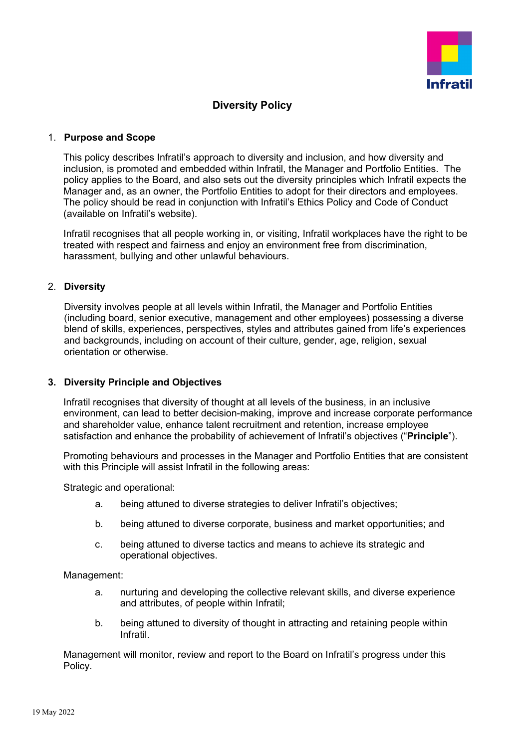# Diversity Policy

## 1. Purpose and Scope

This policy describes Infratil's approach to diversity and inclusion, and how diversity and inclusion, is promoted and embedded within Infratil, the Manager and Portfolio Entities. The policy applies to the Board, and also sets out the diversity principles which Infratil expects the Manager and, as an owner, the Portfolio Entities to adopt for their directors and employees. The policy should be read in conjunction with Infratil's Ethics Policy and Code of Conduct (available on Infratil's website).

Infratil recognises that all people working in, or visiting, Infratil workplaces have the right to be treated with respect and fairness and enjoy an environment free from discrimination, harassment, bullying and other unlawful behaviours.

## 2. Diversity

Diversity involves people at all levels within Infratil, the Manager and Portfolio Entities (including board, senior executive, management and other employees) possessing a diverse blend of skills, experiences, perspectives, styles and attributes gained from life's experiences and backgrounds, including on account of their culture, gender, age, religion, sexual orientation or otherwise.

## 3. Diversity Principle and Objectives

Infratil recognises that diversity of thought at all levels of the business, in an inclusive environment, can lead to better decision-making, improve and increase corporate performance and shareholder value, enhance talent recruitment and retention, increase employee satisfaction and enhance the probability of achievement of Infratil's objectives ("**Principle**").

Promoting behaviours and processes in the Manager and Portfolio Entities that are consistent with this Principle will assist Infratil in the following areas:

Strategic and operational:

a. being attuned to diverse strategies to deliver Infratil's objectives;

b. being attuned to diverse corporate, business and market opportunities; and

c. being attuned to diverse tactics and means to achieve its strategic and operational objectives.

Management:

a. nurturing and developing the collective relevant skills, and diverse experience and attributes, of people within Infratil;

b. being attuned to diversity of thought in attracting and retaining people within Infratil.

Management will monitor, review and report to the Board on Infratil's progress under this Policy.

19 May 2022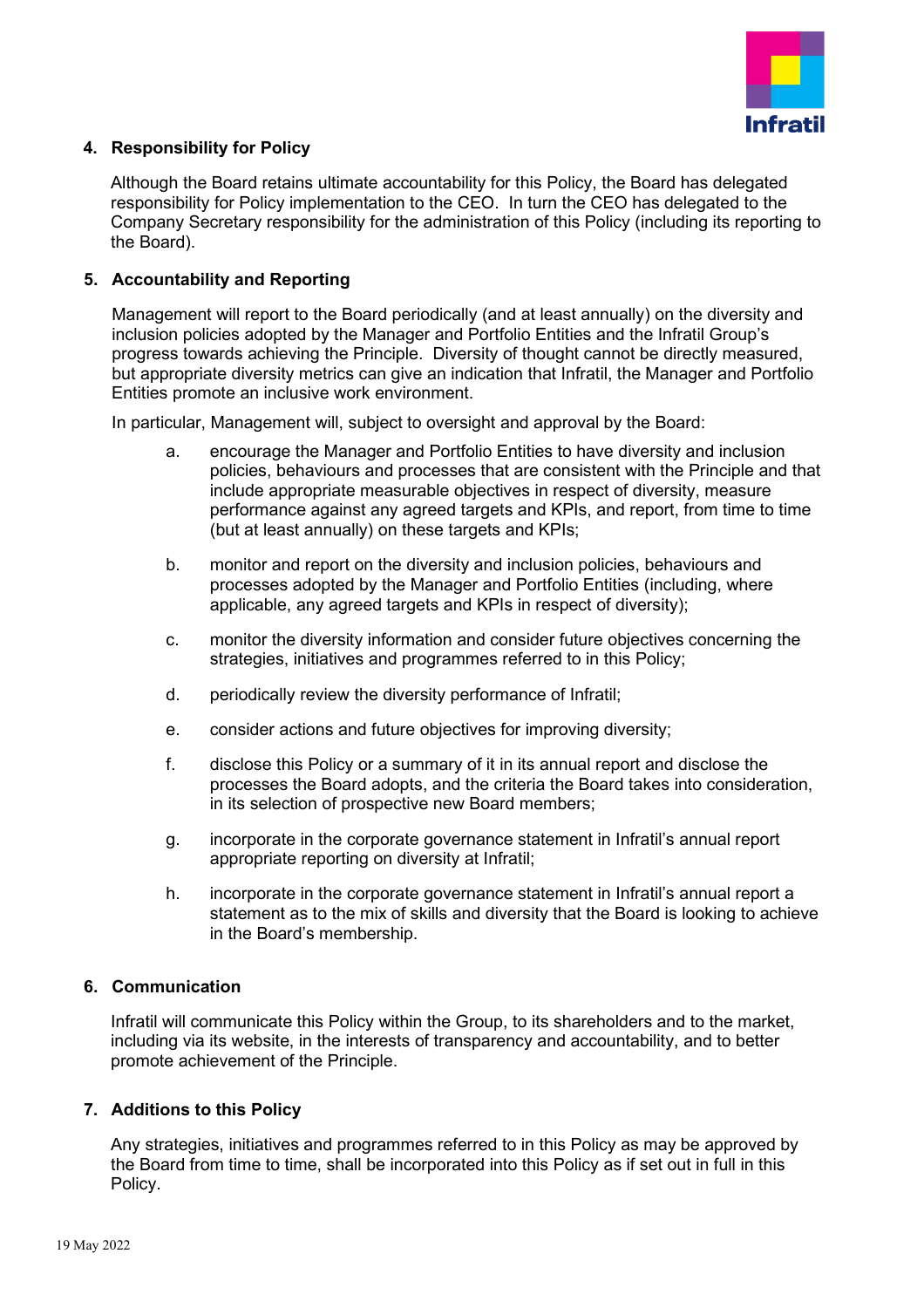## 4. Responsibility for Policy

Although the Board retains ultimate accountability for this Policy, the Board has delegated responsibility for Policy implementation to the CEO. In turn the CEO has delegated to the Company Secretary responsibility for the administration of this Policy (including its reporting to the Board).

## 5. Accountability and Reporting

Management will report to the Board periodically (and at least annually) on the diversity and inclusion policies adopted by the Manager and Portfolio Entities and the Infratil Group's progress towards achieving the Principle. Diversity of thought cannot be directly measured, but appropriate diversity metrics can give an indication that Infratil, the Manager and Portfolio Entities promote an inclusive work environment.

In particular, Management will, subject to oversight and approval by the Board:

a. encourage the Manager and Portfolio Entities to have diversity and inclusion policies, behaviours and processes that are consistent with the Principle and that include appropriate measurable objectives in respect of diversity, measure performance against any agreed targets and KPIs, and report, from time to time (but at least annually) on these targets and KPIs;

b. monitor and report on the diversity and inclusion policies, behaviours and processes adopted by the Manager and Portfolio Entities (including, where applicable, any agreed targets and KPIs in respect of diversity);

c. monitor the diversity information and consider future objectives concerning the strategies, initiatives and programmes referred to in this Policy;

d. periodically review the diversity performance of Infratil;

e. consider actions and future objectives for improving diversity;

f. disclose this Policy or a summary of it in its annual report and disclose the processes the Board adopts, and the criteria the Board takes into consideration, in its selection of prospective new Board members;

g. incorporate in the corporate governance statement in Infratil's annual report appropriate reporting on diversity at Infratil;

h. incorporate in the corporate governance statement in Infratil's annual report a statement as to the mix of skills and diversity that the Board is looking to achieve in the Board's membership.

## 6. Communication

Infratil will communicate this Policy within the Group, to its shareholders and to the market, including via its website, in the interests of transparency and accountability, and to better promote achievement of the Principle.

## 7. Additions to this Policy

Any strategies, initiatives and programmes referred to in this Policy as may be approved by the Board from time to time, shall be incorporated into this Policy as if set out in full in this Policy.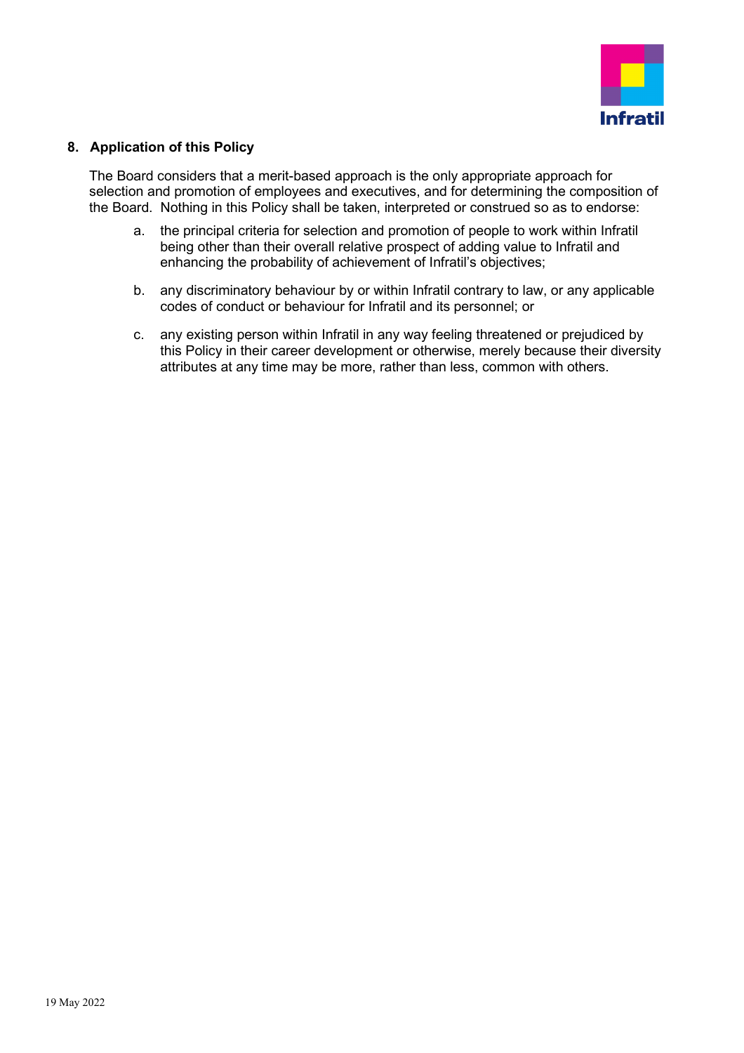## 8. Application of this Policy

The Board considers that a merit-based approach is the only appropriate approach for selection and promotion of employees and executives, and for determining the composition of the Board. Nothing in this Policy shall be taken, interpreted or construed so as to endorse:

a. the principal criteria for selection and promotion of people to work within Infratil being other than their overall relative prospect of adding value to Infratil and enhancing the probability of achievement of Infratil's objectives;

b. any discriminatory behaviour by or within Infratil contrary to law, or any applicable codes of conduct or behaviour for Infratil and its personnel; or

c. any existing person within Infratil in any way feeling threatened or prejudiced by this Policy in their career development or otherwise, merely because their diversity attributes at any time may be more, rather than less, common with others.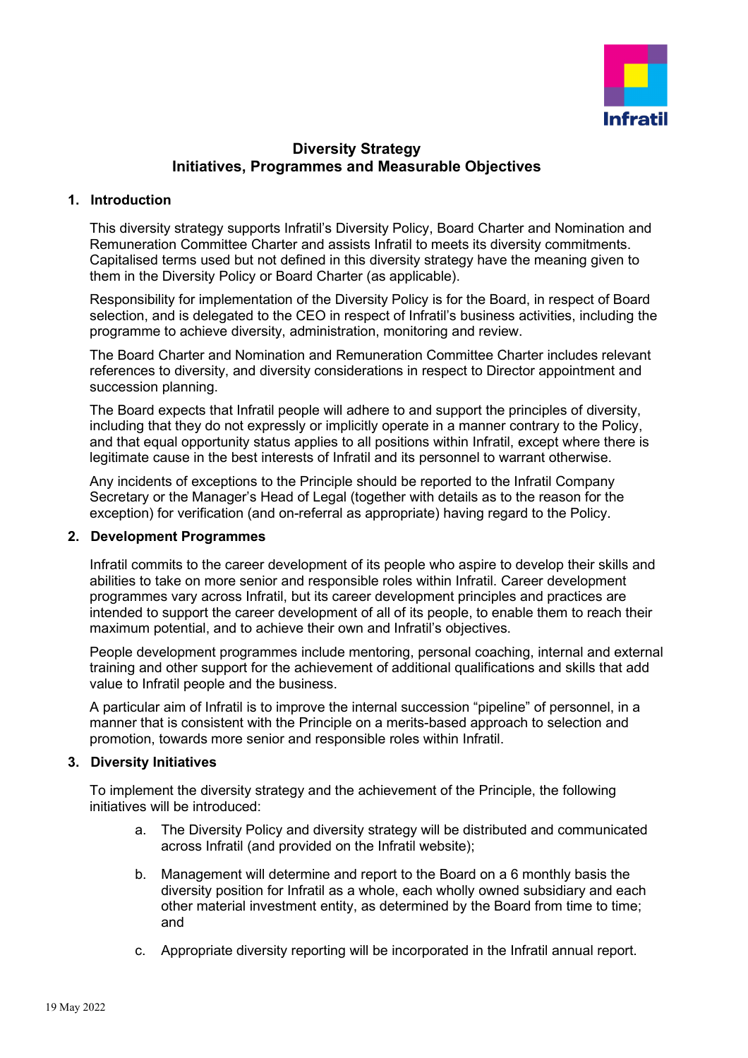## Diversity Strategy
## Initiatives, Programmes and Measurable Objectives

### 1. Introduction

This diversity strategy supports Infratil's Diversity Policy, Board Charter and Nomination and Remuneration Committee Charter and assists Infratil to meets its diversity commitments. Capitalised terms used but not defined in this diversity strategy have the meaning given to them in the Diversity Policy or Board Charter (as applicable).

Responsibility for implementation of the Diversity Policy is for the Board, in respect of Board selection, and is delegated to the CEO in respect of Infratil's business activities, including the programme to achieve diversity, administration, monitoring and review.

The Board Charter and Nomination and Remuneration Committee Charter includes relevant references to diversity, and diversity considerations in respect to Director appointment and succession planning.

The Board expects that Infratil people will adhere to and support the principles of diversity, including that they do not expressly or implicitly operate in a manner contrary to the Policy, and that equal opportunity status applies to all positions within Infratil, except where there is legitimate cause in the best interests of Infratil and its personnel to warrant otherwise.

Any incidents of exceptions to the Principle should be reported to the Infratil Company Secretary or the Manager's Head of Legal (together with details as to the reason for the exception) for verification (and on-referral as appropriate) having regard to the Policy.

### 2. Development Programmes

Infratil commits to the career development of its people who aspire to develop their skills and abilities to take on more senior and responsible roles within Infratil. Career development programmes vary across Infratil, but its career development principles and practices are intended to support the career development of all of its people, to enable them to reach their maximum potential, and to achieve their own and Infratil's objectives.

People development programmes include mentoring, personal coaching, internal and external training and other support for the achievement of additional qualifications and skills that add value to Infratil people and the business.

A particular aim of Infratil is to improve the internal succession "pipeline" of personnel, in a manner that is consistent with the Principle on a merits-based approach to selection and promotion, towards more senior and responsible roles within Infratil.

### 3. Diversity Initiatives

To implement the diversity strategy and the achievement of the Principle, the following initiatives will be introduced:

a. The Diversity Policy and diversity strategy will be distributed and communicated across Infratil (and provided on the Infratil website);

b. Management will determine and report to the Board on a 6 monthly basis the diversity position for Infratil as a whole, each wholly owned subsidiary and each other material investment entity, as determined by the Board from time to time; and

c. Appropriate diversity reporting will be incorporated in the Infratil annual report.

19 May 2022